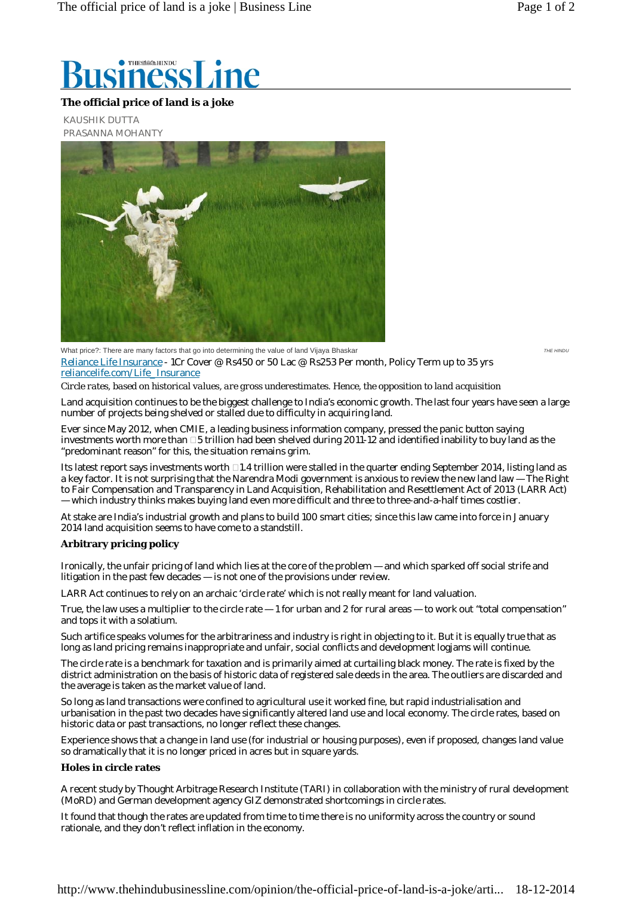# BusinessLine

## The official price of land is a joke

KAUSHIK DUTTA
PRASANNA MOHANTY

What price?: There are many factors that go into determining the value of land Vijaya Bhaskar THE HINDU

Reliance Life Insurance - 1Cr Cover @ Rs450 or 50 Lac @ Rs253 Per month, Policy Term up to 35 yrs
reliancelife.com/Life_Insurance

*Circle rates, based on historical values, are gross underestimates. Hence, the opposition to land acquisition*

Land acquisition continues to be the biggest challenge to India's economic growth. The last four years have seen a large number of projects being shelved or stalled due to difficulty in acquiring land.

Ever since May 2012, when CMIE, a leading business information company, pressed the panic button saying investments worth more than ₹5 trillion had been shelved during 2011-12 and identified inability to buy land as the "predominant reason" for this, the situation remains grim.

Its latest report says investments worth ₹1.4 trillion were stalled in the quarter ending September 2014, listing land as a key factor. It is not surprising that the Narendra Modi government is anxious to review the new land law — The Right to Fair Compensation and Transparency in Land Acquisition, Rehabilitation and Resettlement Act of 2013 (LARR Act) — which industry thinks makes buying land even more difficult and three to three-and-a-half times costlier.

At stake are India's industrial growth and plans to build 100 smart cities; since this law came into force in January 2014 land acquisition seems to have come to a standstill.

### Arbitrary pricing policy

Ironically, the unfair pricing of land which lies at the core of the problem — and which sparked off social strife and litigation in the past few decades — is not one of the provisions under review.

LARR Act continues to rely on an archaic 'circle rate' which is not really meant for land valuation.

True, the law uses a multiplier to the circle rate — 1 for urban and 2 for rural areas — to work out "total compensation" and tops it with a solatium.

Such artifice speaks volumes for the arbitrariness and industry is right in objecting to it. But it is equally true that as long as land pricing remains inappropriate and unfair, social conflicts and development logjams will continue.

The circle rate is a benchmark for taxation and is primarily aimed at curtailing black money. The rate is fixed by the district administration on the basis of historic data of registered sale deeds in the area. The outliers are discarded and the average is taken as the market value of land.

So long as land transactions were confined to agricultural use it worked fine, but rapid industrialisation and urbanisation in the past two decades have significantly altered land use and local economy. The circle rates, based on historic data or past transactions, no longer reflect these changes.

Experience shows that a change in land use (for industrial or housing purposes), even if proposed, changes land value so dramatically that it is no longer priced in acres but in square yards.

### Holes in circle rates

A recent study by Thought Arbitrage Research Institute (TARI) in collaboration with the ministry of rural development (MoRD) and German development agency GIZ demonstrated shortcomings in circle rates.

It found that though the rates are updated from time to time there is no uniformity across the country or sound rationale, and they don't reflect inflation in the economy.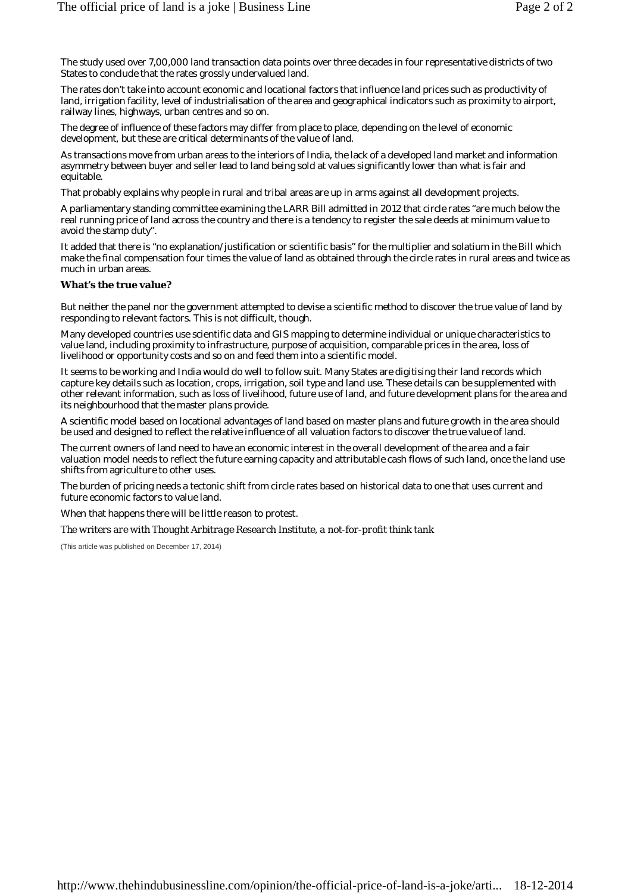The study used over 7,00,000 land transaction data points over three decades in four representative districts of two States to conclude that the rates grossly undervalued land.

The rates don't take into account economic and locational factors that influence land prices such as productivity of land, irrigation facility, level of industrialisation of the area and geographical indicators such as proximity to airport, railway lines, highways, urban centres and so on.

The degree of influence of these factors may differ from place to place, depending on the level of economic development, but these are critical determinants of the value of land.

As transactions move from urban areas to the interiors of India, the lack of a developed land market and information asymmetry between buyer and seller lead to land being sold at values significantly lower than what is fair and equitable.

That probably explains why people in rural and tribal areas are up in arms against all development projects.

A parliamentary standing committee examining the LARR Bill admitted in 2012 that circle rates "are much below the real running price of land across the country and there is a tendency to register the sale deeds at minimum value to avoid the stamp duty".

It added that there is "no explanation/justification or scientific basis" for the multiplier and solatium in the Bill which make the final compensation four times the value of land as obtained through the circle rates in rural areas and twice as much in urban areas.

### What's the true value?

But neither the panel nor the government attempted to devise a scientific method to discover the true value of land by responding to relevant factors. This is not difficult, though.

Many developed countries use scientific data and GIS mapping to determine individual or unique characteristics to value land, including proximity to infrastructure, purpose of acquisition, comparable prices in the area, loss of livelihood or opportunity costs and so on and feed them into a scientific model.

It seems to be working and India would do well to follow suit. Many States are digitising their land records which capture key details such as location, crops, irrigation, soil type and land use. These details can be supplemented with other relevant information, such as loss of livelihood, future use of land, and future development plans for the area and its neighbourhood that the master plans provide.

A scientific model based on locational advantages of land based on master plans and future growth in the area should be used and designed to reflect the relative influence of all valuation factors to discover the true value of land.

The current owners of land need to have an economic interest in the overall development of the area and a fair valuation model needs to reflect the future earning capacity and attributable cash flows of such land, once the land use shifts from agriculture to other uses.

The burden of pricing needs a tectonic shift from circle rates based on historical data to one that uses current and future economic factors to value land.

When that happens there will be little reason to protest.

*The writers are with Thought Arbitrage Research Institute, a not-for-profit think tank*

(This article was published on December 17, 2014)